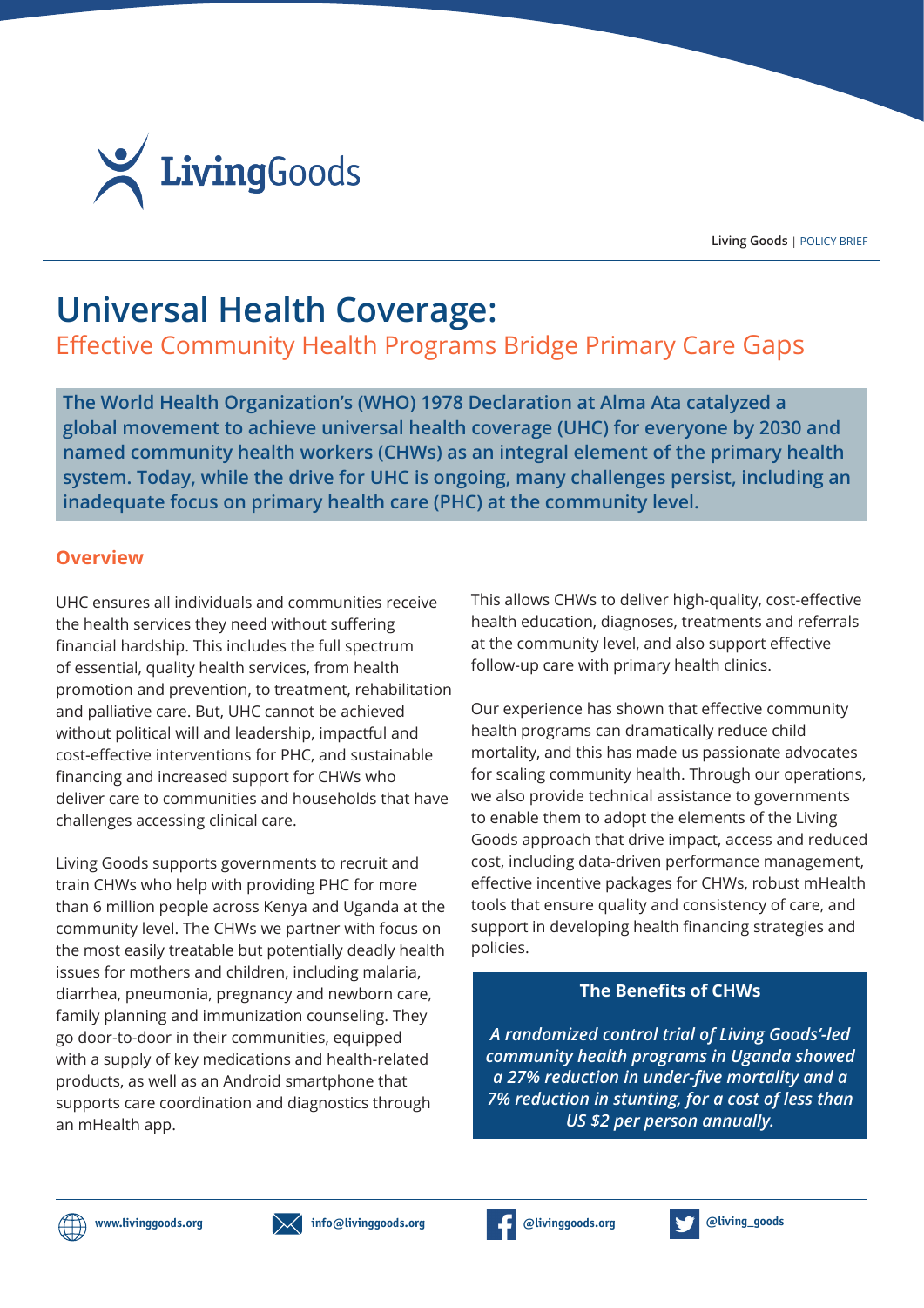Living Goods | POLICY BRIEF

# Universal Health Coverage:

## Effective Community Health Programs Bridge Primary Care Gaps

**The World Health Organization's (WHO) 1978 Declaration at Alma Ata catalyzed a global movement to achieve universal health coverage (UHC) for everyone by 2030 and named community health workers (CHWs) as an integral element of the primary health system. Today, while the drive for UHC is ongoing, many challenges persist, including an inadequate focus on primary health care (PHC) at the community level.**

### Overview

UHC ensures all individuals and communities receive the health services they need without suffering financial hardship. This includes the full spectrum of essential, quality health services, from health promotion and prevention, to treatment, rehabilitation and palliative care. But, UHC cannot be achieved without political will and leadership, impactful and cost-effective interventions for PHC, and sustainable financing and increased support for CHWs who deliver care to communities and households that have challenges accessing clinical care.

Living Goods supports governments to recruit and train CHWs who help with providing PHC for more than 6 million people across Kenya and Uganda at the community level. The CHWs we partner with focus on the most easily treatable but potentially deadly health issues for mothers and children, including malaria, diarrhea, pneumonia, pregnancy and newborn care, family planning and immunization counseling. They go door-to-door in their communities, equipped with a supply of key medications and health-related products, as well as an Android smartphone that supports care coordination and diagnostics through an mHealth app.

This allows CHWs to deliver high-quality, cost-effective health education, diagnoses, treatments and referrals at the community level, and also support effective follow-up care with primary health clinics.

Our experience has shown that effective community health programs can dramatically reduce child mortality, and this has made us passionate advocates for scaling community health. Through our operations, we also provide technical assistance to governments to enable them to adopt the elements of the Living Goods approach that drive impact, access and reduced cost, including data-driven performance management, effective incentive packages for CHWs, robust mHealth tools that ensure quality and consistency of care, and support in developing health financing strategies and policies.

**The Benefits of CHWs**

***A randomized control trial of Living Goods'-led community health programs in Uganda showed a 27% reduction in under-five mortality and a 7% reduction in stunting, for a cost of less than US $2 per person annually.***

www.livinggoods.org | info@livinggoods.org | @livinggoods.org | @living_goods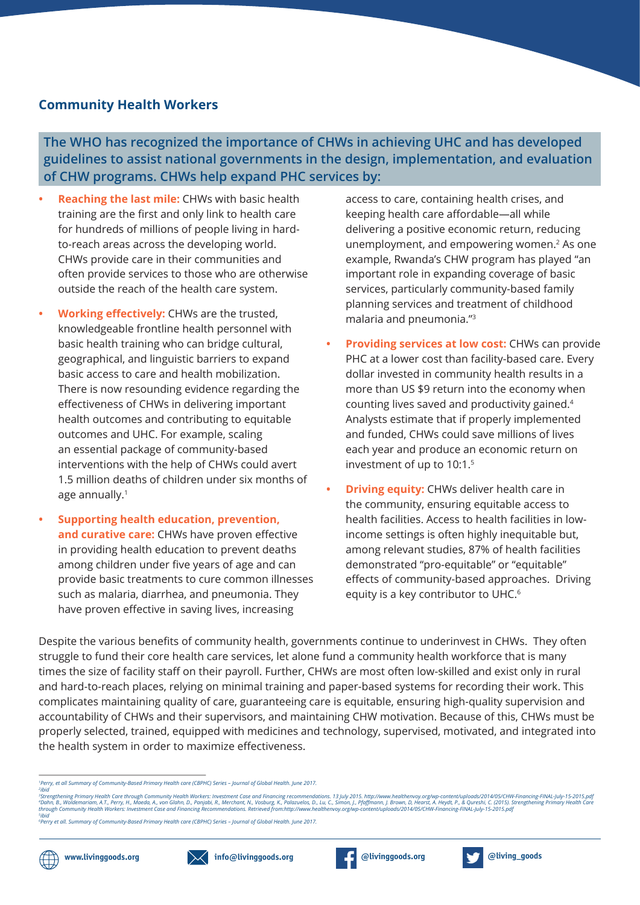## Community Health Workers

**The WHO has recognized the importance of CHWs in achieving UHC and has developed guidelines to assist national governments in the design, implementation, and evaluation of CHW programs. CHWs help expand PHC services by:**

- **Reaching the last mile:** CHWs with basic health training are the first and only link to health care for hundreds of millions of people living in hard-to-reach areas across the developing world. CHWs provide care in their communities and often provide services to those who are otherwise outside the reach of the health care system.
- **Working effectively:** CHWs are the trusted, knowledgeable frontline health personnel with basic health training who can bridge cultural, geographical, and linguistic barriers to expand basic access to care and health mobilization. There is now resounding evidence regarding the effectiveness of CHWs in delivering important health outcomes and contributing to equitable outcomes and UHC. For example, scaling an essential package of community-based interventions with the help of CHWs could avert 1.5 million deaths of children under six months of age annually.[1]
- **Supporting health education, prevention, and curative care:** CHWs have proven effective in providing health education to prevent deaths among children under five years of age and can provide basic treatments to cure common illnesses such as malaria, diarrhea, and pneumonia. They have proven effective in saving lives, increasing access to care, containing health crises, and keeping health care affordable—all while delivering a positive economic return, reducing unemployment, and empowering women.[2] As one example, Rwanda's CHW program has played "an important role in expanding coverage of basic services, particularly community-based family planning services and treatment of childhood malaria and pneumonia."[3]
- **Providing services at low cost:** CHWs can provide PHC at a lower cost than facility-based care. Every dollar invested in community health results in a more than US $9 return into the economy when counting lives saved and productivity gained.[4] Analysts estimate that if properly implemented and funded, CHWs could save millions of lives each year and produce an economic return on investment of up to 10:1.[5]
- **Driving equity:** CHWs deliver health care in the community, ensuring equitable access to health facilities. Access to health facilities in low-income settings is often highly inequitable but, among relevant studies, 87% of health facilities demonstrated "pro-equitable" or "equitable" effects of community-based approaches. Driving equity is a key contributor to UHC.[6]

Despite the various benefits of community health, governments continue to underinvest in CHWs. They often struggle to fund their core health care services, let alone fund a community health workforce that is many times the size of facility staff on their payroll. Further, CHWs are most often low-skilled and exist only in rural and hard-to-reach places, relying on minimal training and paper-based systems for recording their work. This complicates maintaining quality of care, guaranteeing care is equitable, ensuring high-quality supervision and accountability of CHWs and their supervisors, and maintaining CHW motivation. Because of this, CHWs must be properly selected, trained, equipped with medicines and technology, supervised, motivated, and integrated into the health system in order to maximize effectiveness.

---

[1] *Perry, et all Summary of Community-Based Primary Health care (CBPHC) Series – Journal of Global Health. June 2017.*
[2] *ibid*
[3] *Strengthening Primary Health Care through Community Health Workers: Investment Case and Financing recommendations. 13 July 2015. http://www.healthenvoy.org/wp-content/uploads/2014/05/CHW-Financing-FINAL-July-15-2015.pdf*
[4] *Dahn, B., Woldemariam, A.T., Perry, H., Maeda, A., von Glahn, D., Panjabi, R., Merchant, N., Vosburg, K., Palazuelos, D., Lu, C., Simon, J., Pfaffmann, J. Brown, D, Hearst, A. Heydt, P., & Qureshi, C. (2015). Strengthening Primary Health Care through Community Health Workers: Investment Case and Financing Recommendations. Retrieved from:http://www.healthenvoy.org/wp-content/uploads/2014/05/CHW-Financing-FINAL-July-15-2015.pdf*
[5] *ibid*
[6] *Perry et all. Summary of Community-Based Primary Health care (CBPHC) Series – Journal of Global Health. June 2017.*

www.livinggoods.org | info@livinggoods.org | @livinggoods.org | @living_goods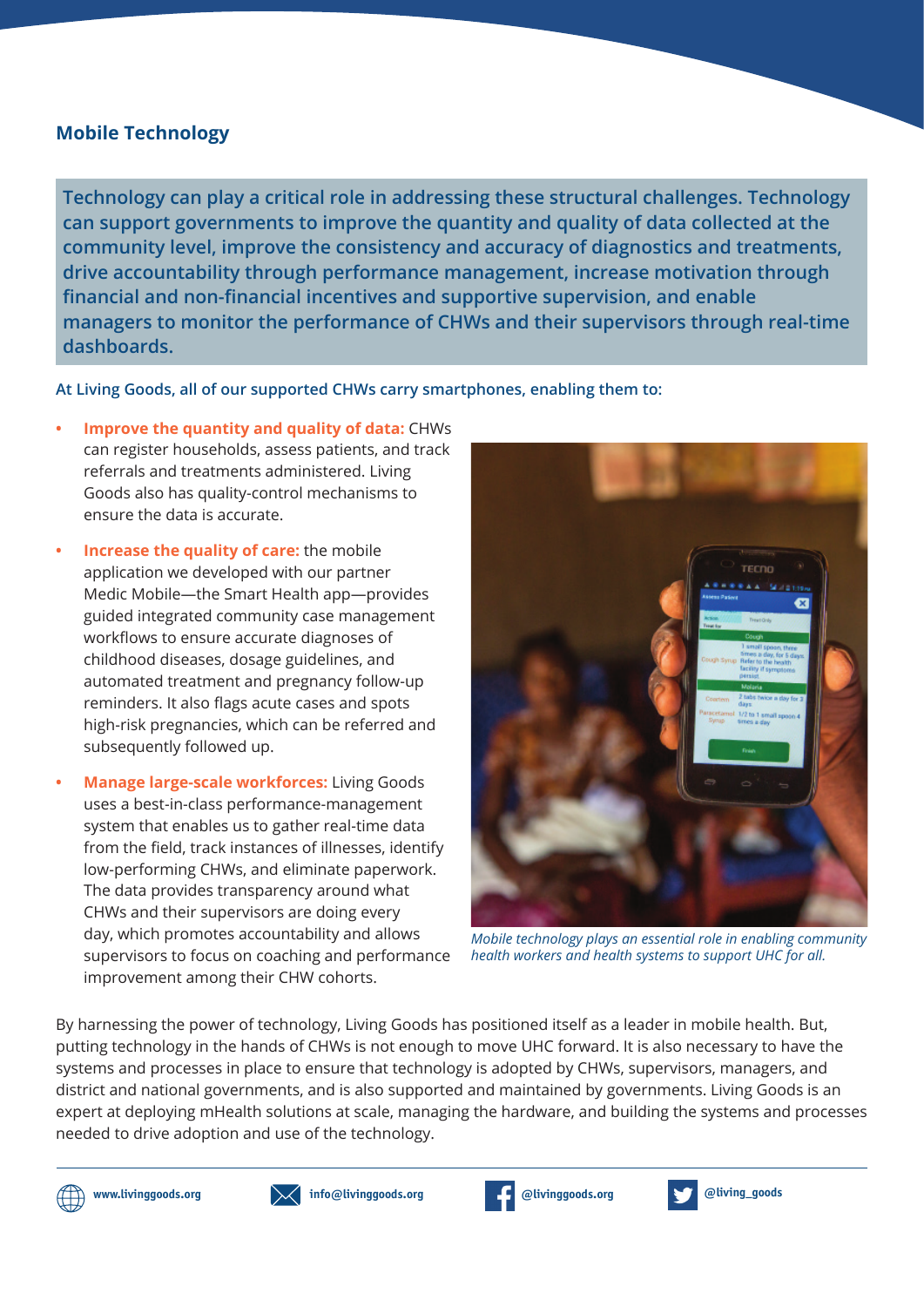## Mobile Technology

**Technology can play a critical role in addressing these structural challenges. Technology can support governments to improve the quantity and quality of data collected at the community level, improve the consistency and accuracy of diagnostics and treatments, drive accountability through performance management, increase motivation through financial and non-financial incentives and supportive supervision, and enable managers to monitor the performance of CHWs and their supervisors through real-time dashboards.**

**At Living Goods, all of our supported CHWs carry smartphones, enabling them to:**

- **Improve the quantity and quality of data:** CHWs can register households, assess patients, and track referrals and treatments administered. Living Goods also has quality-control mechanisms to ensure the data is accurate.
- **Increase the quality of care:** the mobile application we developed with our partner Medic Mobile—the Smart Health app—provides guided integrated community case management workflows to ensure accurate diagnoses of childhood diseases, dosage guidelines, and automated treatment and pregnancy follow-up reminders. It also flags acute cases and spots high-risk pregnancies, which can be referred and subsequently followed up.
- **Manage large-scale workforces:** Living Goods uses a best-in-class performance-management system that enables us to gather real-time data from the field, track instances of illnesses, identify low-performing CHWs, and eliminate paperwork. The data provides transparency around what CHWs and their supervisors are doing every day, which promotes accountability and allows supervisors to focus on coaching and performance improvement among their CHW cohorts.

*Mobile technology plays an essential role in enabling community health workers and health systems to support UHC for all.*

By harnessing the power of technology, Living Goods has positioned itself as a leader in mobile health. But, putting technology in the hands of CHWs is not enough to move UHC forward. It is also necessary to have the systems and processes in place to ensure that technology is adopted by CHWs, supervisors, managers, and district and national governments, and is also supported and maintained by governments. Living Goods is an expert at deploying mHealth solutions at scale, managing the hardware, and building the systems and processes needed to drive adoption and use of the technology.

www.livinggoods.org | info@livinggoods.org | @livinggoods.org | @living_goods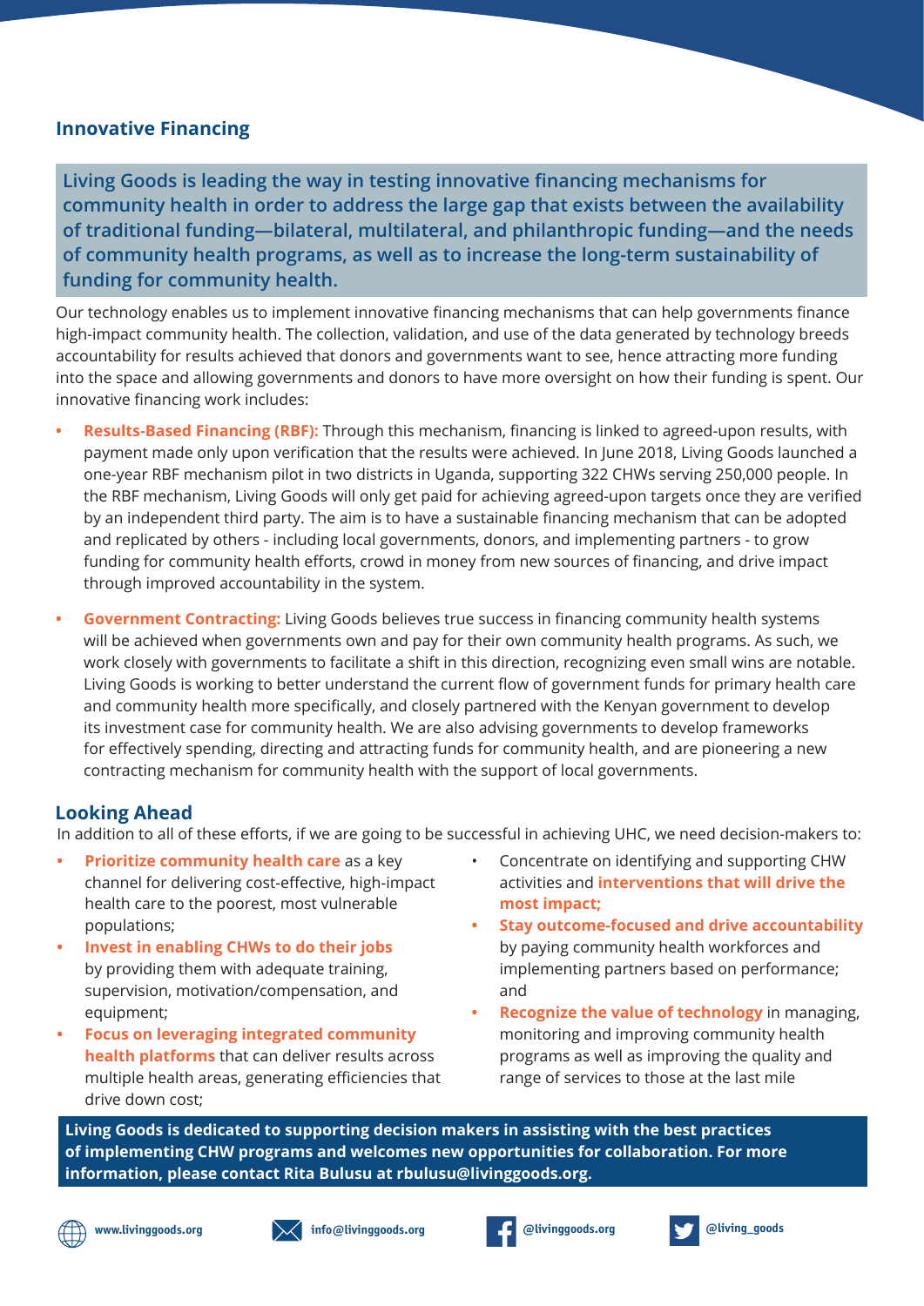## Innovative Financing

**Living Goods is leading the way in testing innovative financing mechanisms for community health in order to address the large gap that exists between the availability of traditional funding—bilateral, multilateral, and philanthropic funding—and the needs of community health programs, as well as to increase the long-term sustainability of funding for community health.**

Our technology enables us to implement innovative financing mechanisms that can help governments finance high-impact community health. The collection, validation, and use of the data generated by technology breeds accountability for results achieved that donors and governments want to see, hence attracting more funding into the space and allowing governments and donors to have more oversight on how their funding is spent. Our innovative financing work includes:

- **Results-Based Financing (RBF):** Through this mechanism, financing is linked to agreed-upon results, with payment made only upon verification that the results were achieved. In June 2018, Living Goods launched a one-year RBF mechanism pilot in two districts in Uganda, supporting 322 CHWs serving 250,000 people. In the RBF mechanism, Living Goods will only get paid for achieving agreed-upon targets once they are verified by an independent third party. The aim is to have a sustainable financing mechanism that can be adopted and replicated by others - including local governments, donors, and implementing partners - to grow funding for community health efforts, crowd in money from new sources of financing, and drive impact through improved accountability in the system.
- **Government Contracting:** Living Goods believes true success in financing community health systems will be achieved when governments own and pay for their own community health programs. As such, we work closely with governments to facilitate a shift in this direction, recognizing even small wins are notable. Living Goods is working to better understand the current flow of government funds for primary health care and community health more specifically, and closely partnered with the Kenyan government to develop its investment case for community health. We are also advising governments to develop frameworks for effectively spending, directing and attracting funds for community health, and are pioneering a new contracting mechanism for community health with the support of local governments.

## Looking Ahead

In addition to all of these efforts, if we are going to be successful in achieving UHC, we need decision-makers to:

- **Prioritize community health care** as a key channel for delivering cost-effective, high-impact health care to the poorest, most vulnerable populations;
- **Invest in enabling CHWs to do their jobs** by providing them with adequate training, supervision, motivation/compensation, and equipment;
- **Focus on leveraging integrated community health platforms** that can deliver results across multiple health areas, generating efficiencies that drive down cost;
- Concentrate on identifying and supporting CHW activities and **interventions that will drive the most impact;**
- **Stay outcome-focused and drive accountability** by paying community health workforces and implementing partners based on performance; and
- **Recognize the value of technology** in managing, monitoring and improving community health programs as well as improving the quality and range of services to those at the last mile

**Living Goods is dedicated to supporting decision makers in assisting with the best practices of implementing CHW programs and welcomes new opportunities for collaboration. For more information, please contact Rita Bulusu at rbulusu@livinggoods.org.**

www.livinggoods.org | info@livinggoods.org | @livinggoods.org | @living_goods